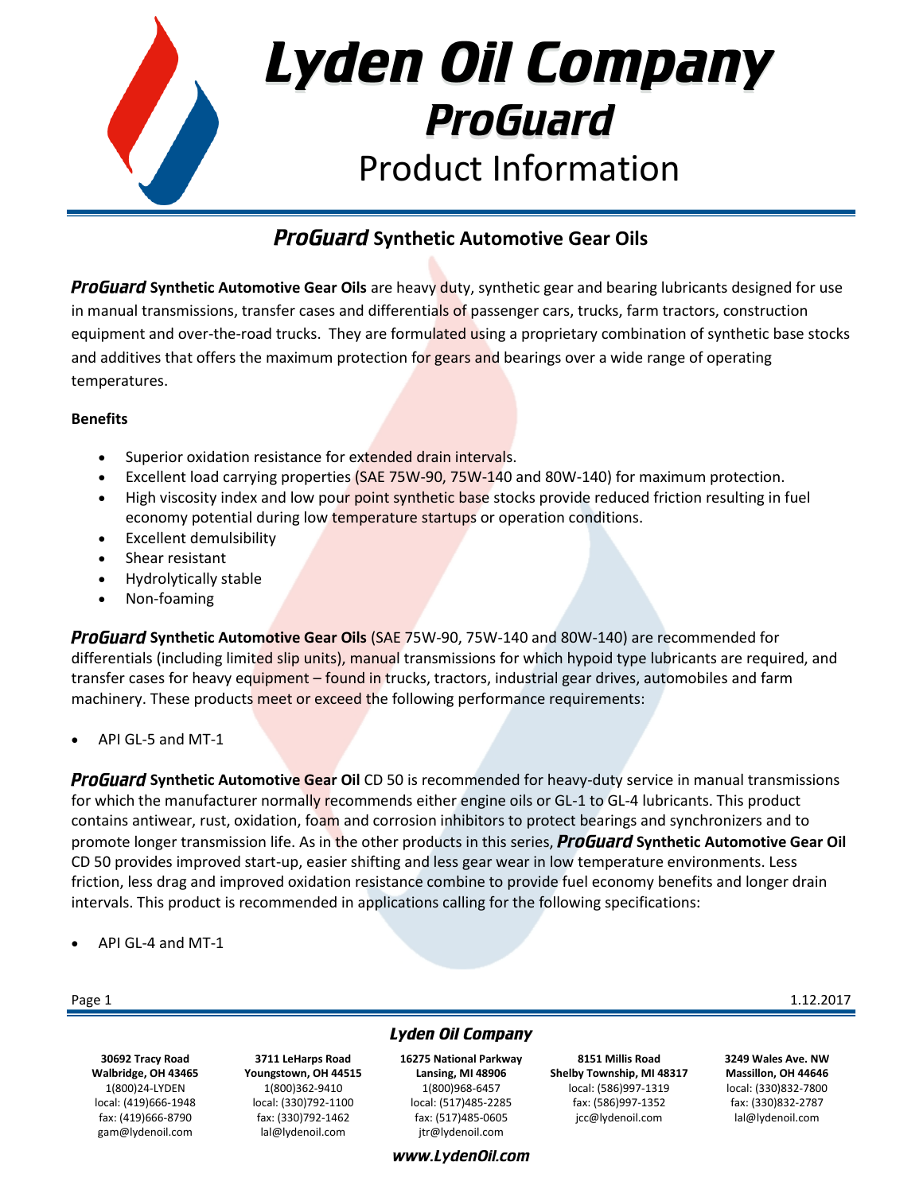# Lyden Oil Company
## *ProGuard*
## Product Information

## *ProGuard* Synthetic Automotive Gear Oils

***ProGuard*** **Synthetic Automotive Gear Oils** are heavy duty, synthetic gear and bearing lubricants designed for use in manual transmissions, transfer cases and differentials of passenger cars, trucks, farm tractors, construction equipment and over-the-road trucks. They are formulated using a proprietary combination of synthetic base stocks and additives that offers the maximum protection for gears and bearings over a wide range of operating temperatures.

**Benefits**

- Superior oxidation resistance for extended drain intervals.
- Excellent load carrying properties (SAE 75W-90, 75W-140 and 80W-140) for maximum protection.
- High viscosity index and low pour point synthetic base stocks provide reduced friction resulting in fuel economy potential during low temperature startups or operation conditions.
- Excellent demulsibility
- Shear resistant
- Hydrolytically stable
- Non-foaming

***ProGuard*** **Synthetic Automotive Gear Oils** (SAE 75W-90, 75W-140 and 80W-140) are recommended for differentials (including limited slip units), manual transmissions for which hypoid type lubricants are required, and transfer cases for heavy equipment – found in trucks, tractors, industrial gear drives, automobiles and farm machinery. These products meet or exceed the following performance requirements:

- API GL-5 and MT-1

***ProGuard*** **Synthetic Automotive Gear Oil** CD 50 is recommended for heavy-duty service in manual transmissions for which the manufacturer normally recommends either engine oils or GL-1 to GL-4 lubricants. This product contains antiwear, rust, oxidation, foam and corrosion inhibitors to protect bearings and synchronizers and to promote longer transmission life. As in the other products in this series, ***ProGuard*** **Synthetic Automotive Gear Oil** CD 50 provides improved start-up, easier shifting and less gear wear in low temperature environments. Less friction, less drag and improved oxidation resistance combine to provide fuel economy benefits and longer drain intervals. This product is recommended in applications calling for the following specifications:

- API GL-4 and MT-1

1.12.2017

***Lyden Oil Company***

| **30692 Tracy Road** | **3711 LeHarps Road** | **16275 National Parkway** | **8151 Millis Road** | **3249 Wales Ave. NW** |
|---|---|---|---|---|
| **Walbridge, OH 43465** | **Youngstown, OH 44515** | **Lansing, MI 48906** | **Shelby Township, MI 48317** | **Massillon, OH 44646** |
| 1(800)24-LYDEN | 1(800)362-9410 | 1(800)968-6457 | local: (586)997-1319 | local: (330)832-7800 |
| local: (419)666-1948 | local: (330)792-1100 | local: (517)485-2285 | fax: (586)997-1352 | fax: (330)832-2787 |
| fax: (419)666-8790 | fax: (330)792-1462 | fax: (517)485-0605 | jcc@lydenoil.com | lal@lydenoil.com |
| gam@lydenoil.com | lal@lydenoil.com | jtr@lydenoil.com | | |

***www.LydenOil.com***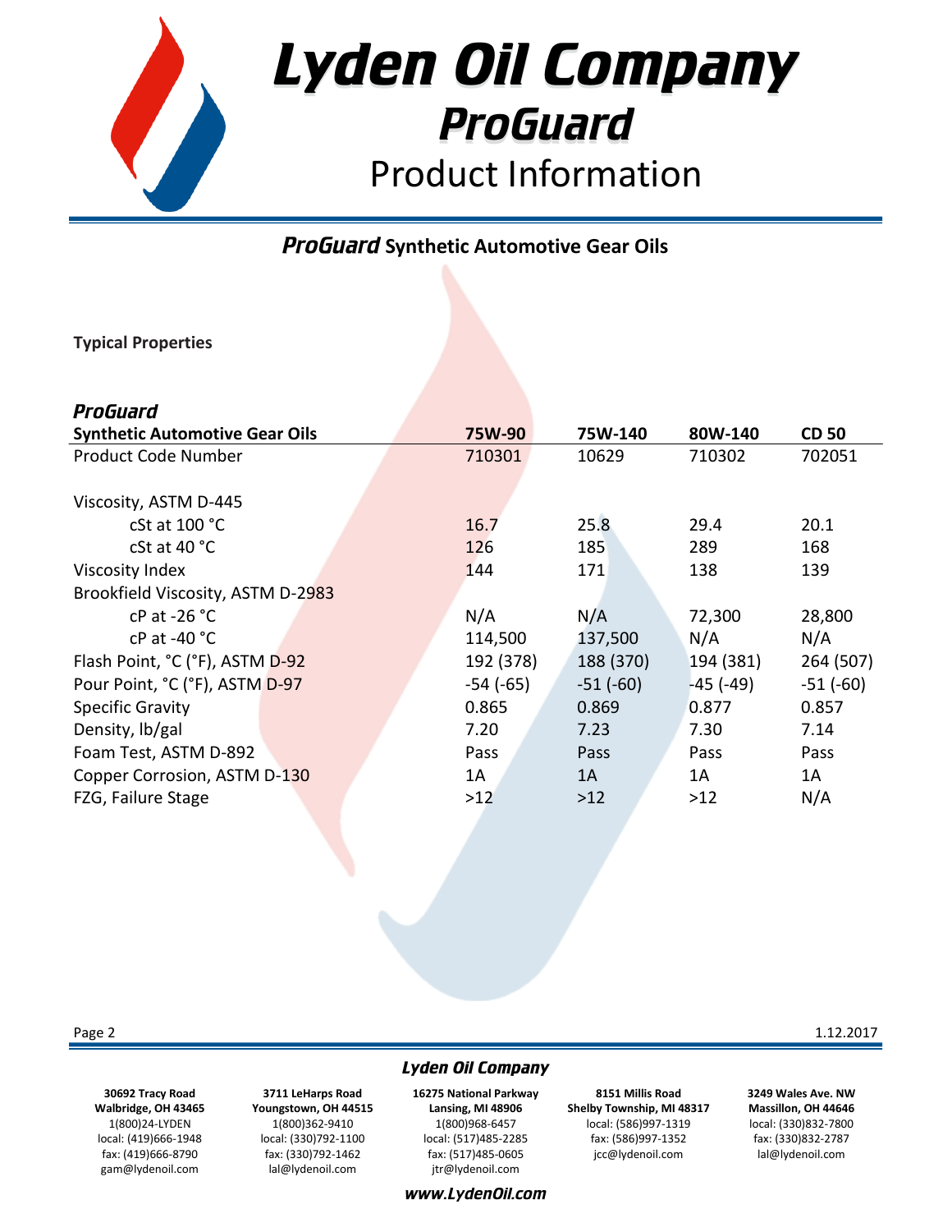# Lyden Oil Company
## ProGuard
## Product Information

### *ProGuard* Synthetic Automotive Gear Oils

**Typical Properties**

| ***ProGuard*** **Synthetic Automotive Gear Oils** | **75W-90** | **75W-140** | **80W-140** | **CD 50** |
|---|---|---|---|---|
| Product Code Number | 710301 | 10629 | 710302 | 702051 |
| | | | | |
| Viscosity, ASTM D-445 | | | | |
| cSt at 100 °C | 16.7 | 25.8 | 29.4 | 20.1 |
| cSt at 40 °C | 126 | 185 | 289 | 168 |
| Viscosity Index | 144 | 171 | 138 | 139 |
| Brookfield Viscosity, ASTM D-2983 | | | | |
| cP at -26 °C | N/A | N/A | 72,300 | 28,800 |
| cP at -40 °C | 114,500 | 137,500 | N/A | N/A |
| Flash Point, °C (°F), ASTM D-92 | 192 (378) | 188 (370) | 194 (381) | 264 (507) |
| Pour Point, °C (°F), ASTM D-97 | -54 (-65) | -51 (-60) | -45 (-49) | -51 (-60) |
| Specific Gravity | 0.865 | 0.869 | 0.877 | 0.857 |
| Density, lb/gal | 7.20 | 7.23 | 7.30 | 7.14 |
| Foam Test, ASTM D-892 | Pass | Pass | Pass | Pass |
| Copper Corrosion, ASTM D-130 | 1A | 1A | 1A | 1A |
| FZG, Failure Stage | >12 | >12 | >12 | N/A |

1.12.2017

***Lyden Oil Company***

**30692 Tracy Road**
**Walbridge, OH 43465**
1(800)24-LYDEN
local: (419)666-1948
fax: (419)666-8790
gam@lydenoil.com

**3711 LeHarps Road**
**Youngstown, OH 44515**
1(800)362-9410
local: (330)792-1100
fax: (330)792-1462
lal@lydenoil.com

**16275 National Parkway**
**Lansing, MI 48906**
1(800)968-6457
local: (517)485-2285
fax: (517)485-0605
jtr@lydenoil.com

**8151 Millis Road**
**Shelby Township, MI 48317**
local: (586)997-1319
fax: (586)997-1352
jcc@lydenoil.com

**3249 Wales Ave. NW**
**Massillon, OH 44646**
local: (330)832-7800
fax: (330)832-2787
lal@lydenoil.com

***www.LydenOil.com***